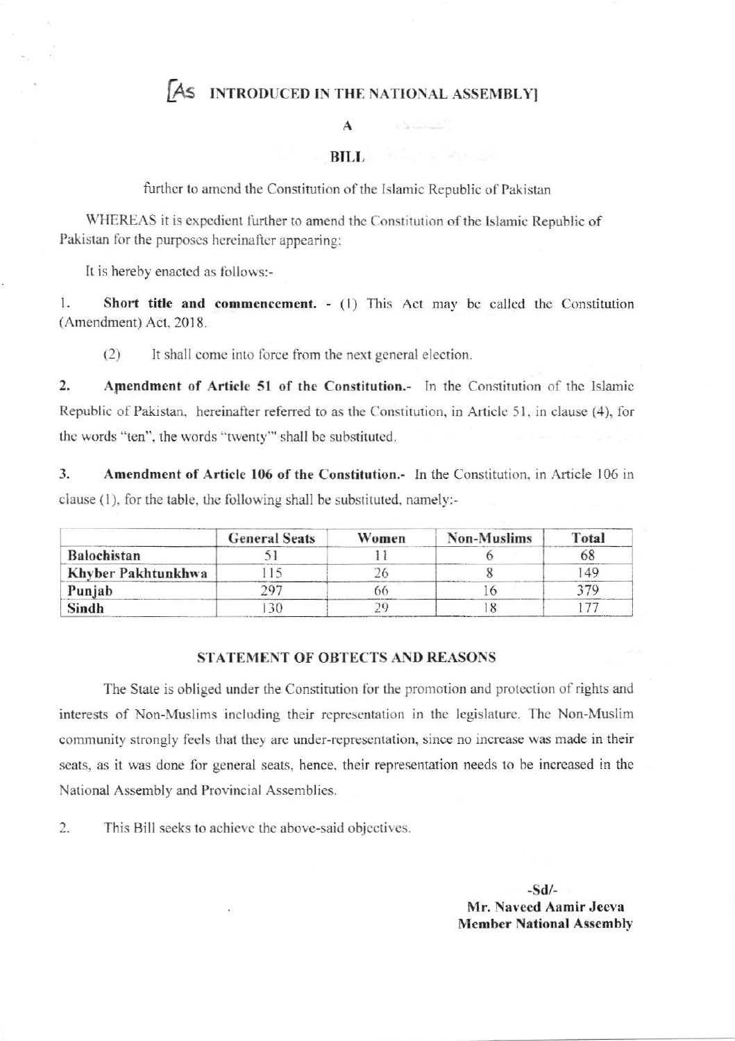# [AS INTRODUCED IN THE NATIONAL ASSEMBLY]

## A

## BILL

further to amend the Constitution of the Islamic Republic of Pakistan

WHEREAS it is expedient further to amend the Constitution of the Islamic Republic of Pakistan for the purposes hereinafter appearing;

It is hereby enacted as follows:-

1. **Short title and commencement.** - (1) This Act may be called the Constitution (Amendment) Act, 2018.

   (2) It shall come into force from the next general election.

2. **Amendment of Article 51 of the Constitution.**- In the Constitution of the Islamic Republic of Pakistan, hereinafter referred to as the Constitution, in Article 51, in clause (4), for the words "ten", the words "twenty'" shall be substituted.

3. **Amendment of Article 106 of the Constitution.**- In the Constitution, in Article 106 in clause (1), for the table, the following shall be substituted, namely:-

| | General Seats | Women | Non-Muslims | Total |
|---|---|---|---|---|
| **Balochistan** | 51 | 11 | 6 | 68 |
| **Khyber Pakhtunkhwa** | 115 | 26 | 8 | 149 |
| **Punjab** | 297 | 66 | 16 | 379 |
| **Sindh** | 130 | 29 | 18 | 177 |

### STATEMENT OF OBTECTS AND REASONS

The State is obliged under the Constitution for the promotion and protection of rights and interests of Non-Muslims including their representation in the legislature. The Non-Muslim community strongly feels that they are under-representation, since no increase was made in their seats, as it was done for general seats, hence, their representation needs to be increased in the National Assembly and Provincial Assemblies.

2. This Bill seeks to achieve the above-said objectives.

**-Sd/-**
**Mr. Naveed Aamir Jeeva**
**Member National Assembly**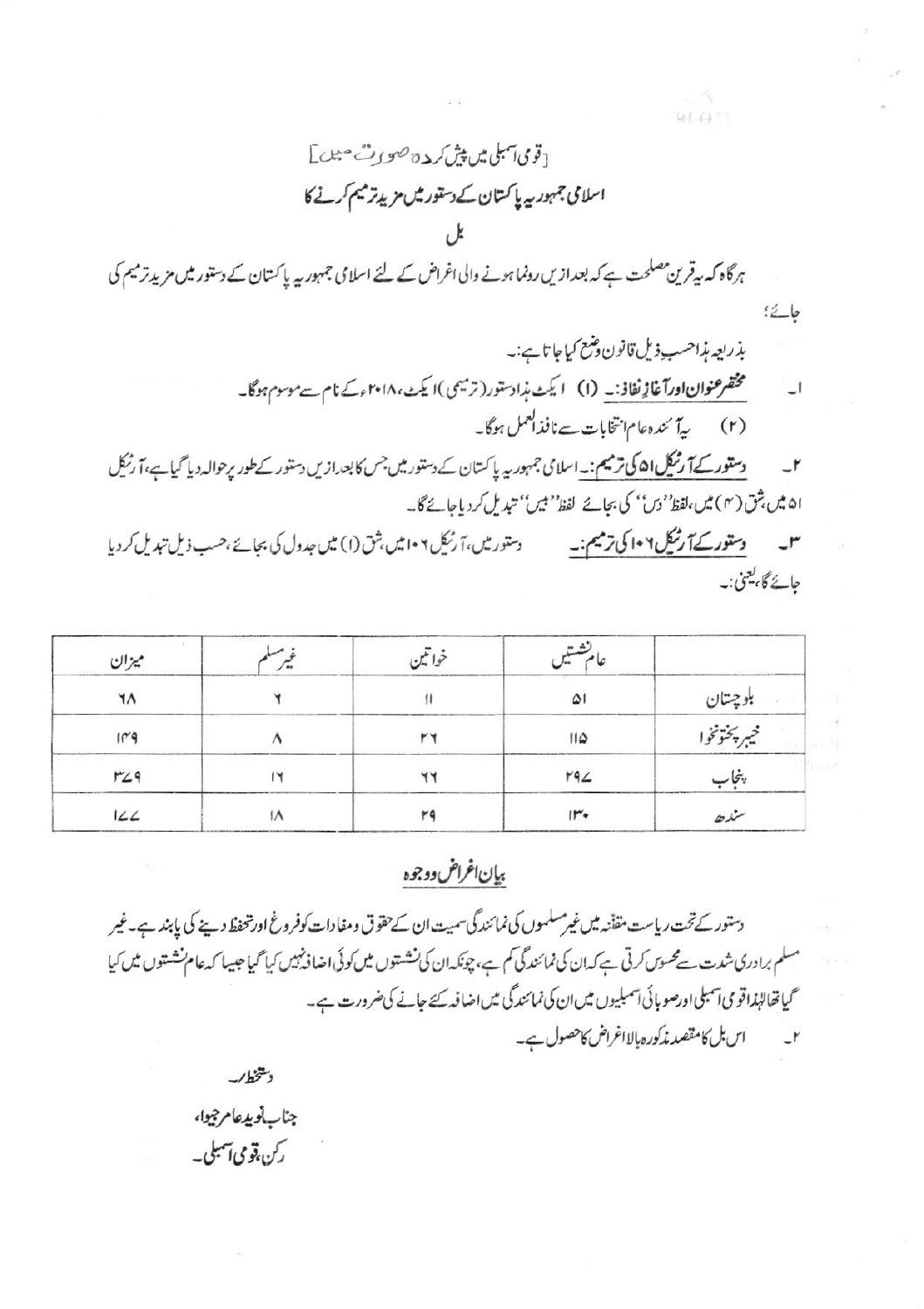[قومی اسمبلی میں پیش کردہ صورت میں]

# اسلامی جمہوریہ پاکستان کے دستور میں مزید ترمیم کرنے کا

## بل

ہرگاہ کہ یہ قرین مصلحت ہے کہ بعد ازیں رونما ہونے والی اغراض کے لئے اسلامی جمہوریہ پاکستان کے دستور میں مزید ترمیم کی جائے؛

بذریعہ ہذا حسب ذیل قانون وضع کیا جاتا ہے:۔

۱۔ **مختصر عنوان اور آغاز نفاذ:۔** (۱) ایکٹ ہذا دستور (ترمیمی) ایکٹ، ۲۰۱۸ء کے نام سے موسوم ہوگا۔

(۲) یہ آئندہ عام انتخابات سے نافذ العمل ہوگا۔

۲۔ **دستور کے آرٹیکل ۵۱ کی ترمیم:۔** اسلامی جمہوریہ پاکستان کے دستور میں جس کا بعد ازیں دستور کے طور پر حوالہ دیا گیا ہے، آرٹیکل ۵۱ میں، شق (۴) میں، لفظ ''دس'' کی بجائے لفظ ''بیس'' تبدیل کر دیا جائے گا۔

۳۔ **دستور کے آرٹیکل ۱۰۶ کی ترمیم:۔** دستور میں، آرٹیکل ۱۰۶ میں، شق (۱) میں جدول کی بجائے، حسب ذیل تبدیل کر دیا جائے گا، یعنی:۔

| | عام نشستیں | خواتین | غیر مسلم | میزان |
|---|---|---|---|---|
| بلوچستان | ۵۱ | ۱۱ | ۲ | ۶۸ |
| خیبر پختونخوا | ۱۱۵ | ۲۶ | ۸ | ۱۴۹ |
| پنجاب | ۲۹۷ | ۶۶ | ۱۲ | ۳۷۹ |
| سندھ | ۱۳۰ | ۲۹ | ۱۸ | ۱۷۷ |

## بیان اغراض و وجوہ

دستور کے تحت ریاست مقننہ میں غیر مسلموں کی نمائندگی سمیت ان کے حقوق و مفادات کو فروغ اور تحفظ دینے کی پابند ہے۔ غیر مسلم برادری شدت سے محسوس کرتی ہے کہ ان کی نمائندگی کم ہے، چونکہ ان کی نشستوں میں کوئی اضافہ نہیں کیا گیا جیسا کہ عام نشستوں میں کیا گیا تھا لہٰذا قومی اسمبلی اور صوبائی اسمبلیوں میں ان کی نمائندگی میں اضافہ کئے جانے کی ضرورت ہے۔

۲۔ اس بل کا مقصد مذکورہ بالا اغراض کا حصول ہے۔

دستخط/۔

جناب نوید عامر جیوا،

رکن، قومی اسمبلی۔